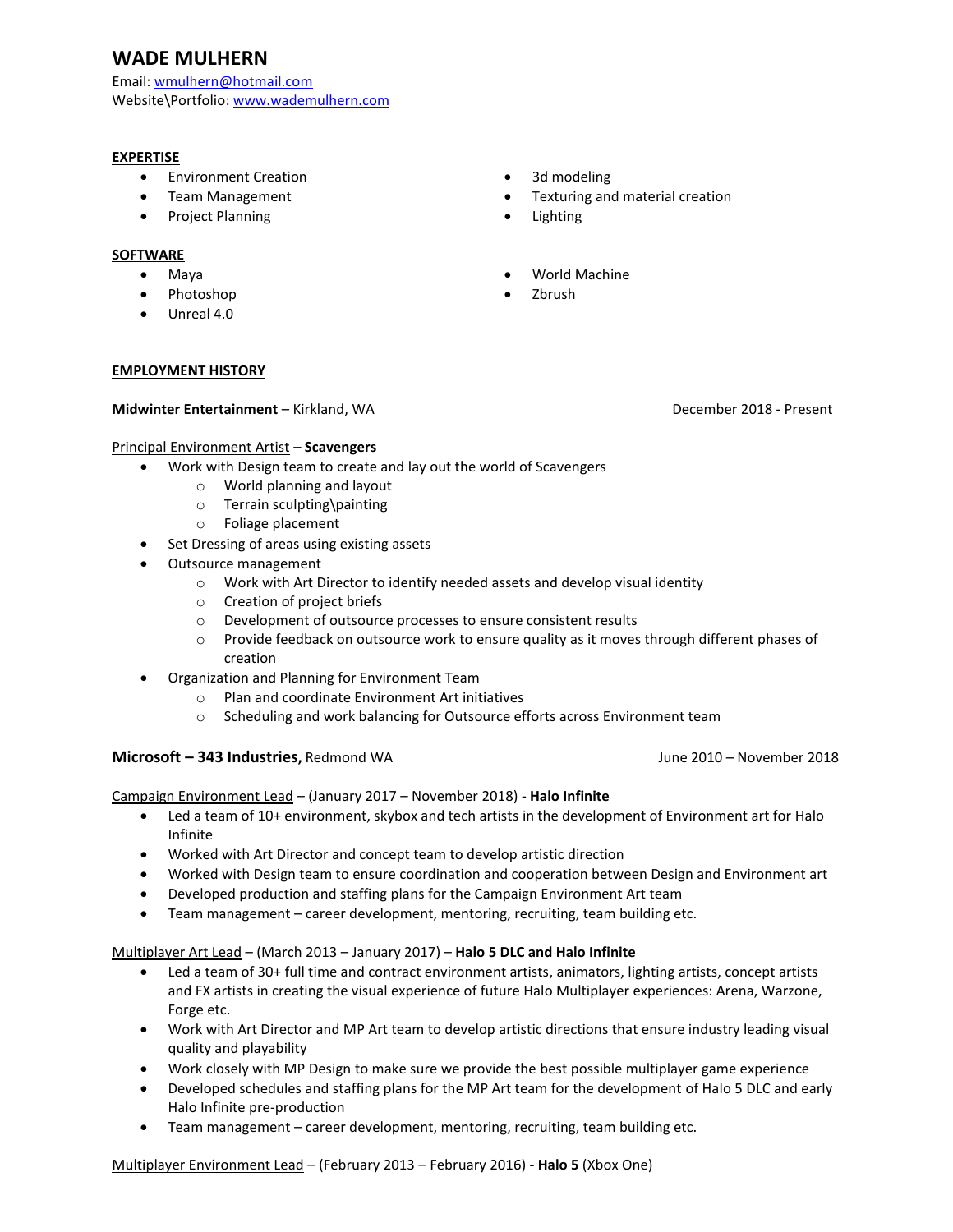# WADE MULHERN

Email: wmulhern@hotmail.com
Website\Portfolio: www.wademulhern.com

## EXPERTISE

- Environment Creation
- Team Management
- Project Planning
- 3d modeling
- Texturing and material creation
- Lighting

## SOFTWARE

- Maya
- Photoshop
- Unreal 4.0
- World Machine
- Zbrush

## EMPLOYMENT HISTORY

**Midwinter Entertainment** – Kirkland, WA — December 2018 - Present

Principal Environment Artist – **Scavengers**

- Work with Design team to create and lay out the world of Scavengers
  - World planning and layout
  - Terrain sculpting\painting
  - Foliage placement
- Set Dressing of areas using existing assets
- Outsource management
  - Work with Art Director to identify needed assets and develop visual identity
  - Creation of project briefs
  - Development of outsource processes to ensure consistent results
  - Provide feedback on outsource work to ensure quality as it moves through different phases of creation
- Organization and Planning for Environment Team
  - Plan and coordinate Environment Art initiatives
  - Scheduling and work balancing for Outsource efforts across Environment team

**Microsoft – 343 Industries,** Redmond WA — June 2010 – November 2018

Campaign Environment Lead – (January 2017 – November 2018) - **Halo Infinite**

- Led a team of 10+ environment, skybox and tech artists in the development of Environment art for Halo Infinite
- Worked with Art Director and concept team to develop artistic direction
- Worked with Design team to ensure coordination and cooperation between Design and Environment art
- Developed production and staffing plans for the Campaign Environment Art team
- Team management – career development, mentoring, recruiting, team building etc.

Multiplayer Art Lead – (March 2013 – January 2017) – **Halo 5 DLC and Halo Infinite**

- Led a team of 30+ full time and contract environment artists, animators, lighting artists, concept artists and FX artists in creating the visual experience of future Halo Multiplayer experiences: Arena, Warzone, Forge etc.
- Work with Art Director and MP Art team to develop artistic directions that ensure industry leading visual quality and playability
- Work closely with MP Design to make sure we provide the best possible multiplayer game experience
- Developed schedules and staffing plans for the MP Art team for the development of Halo 5 DLC and early Halo Infinite pre-production
- Team management – career development, mentoring, recruiting, team building etc.

Multiplayer Environment Lead – (February 2013 – February 2016) - **Halo 5** (Xbox One)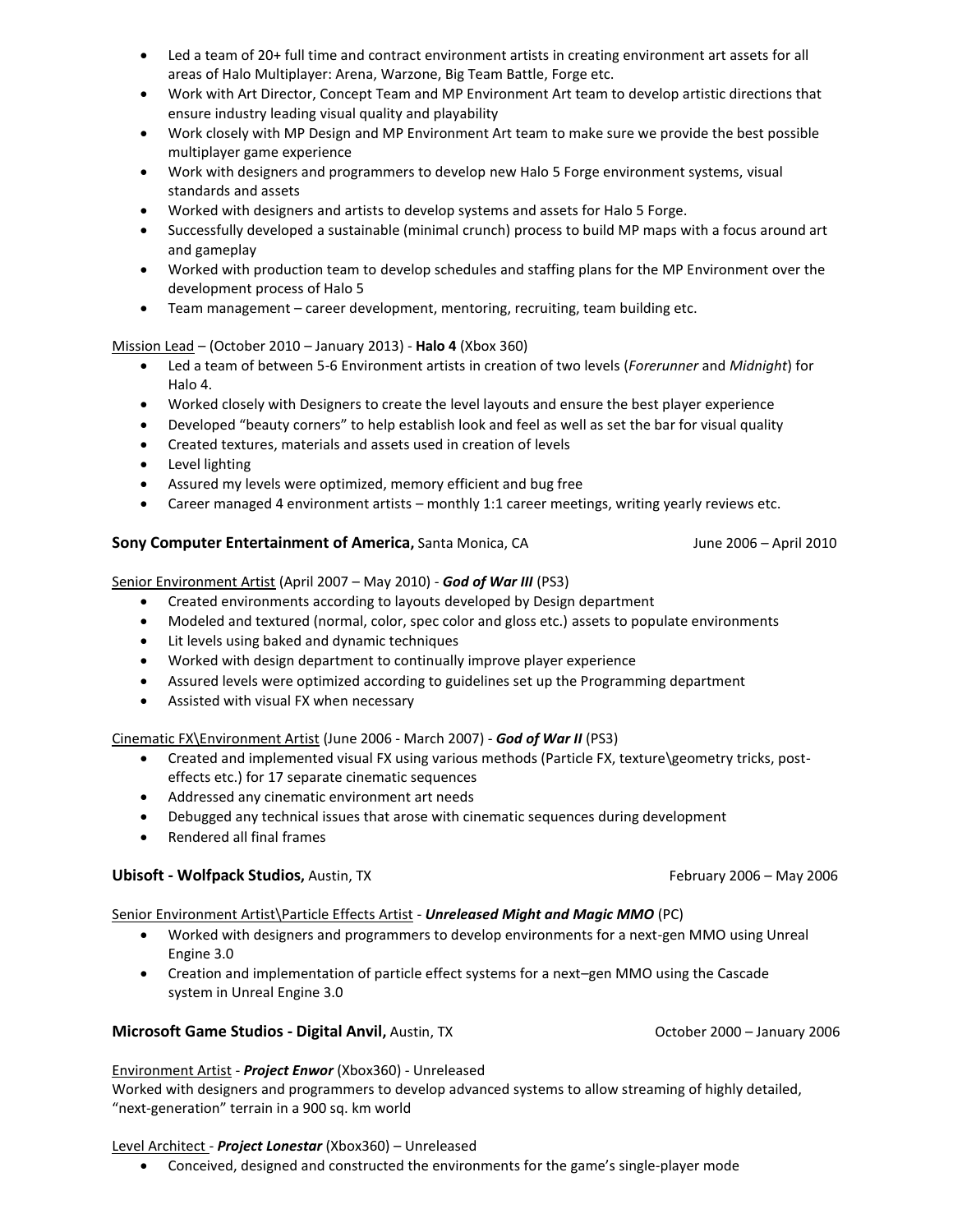- Led a team of 20+ full time and contract environment artists in creating environment art assets for all areas of Halo Multiplayer: Arena, Warzone, Big Team Battle, Forge etc.
- Work with Art Director, Concept Team and MP Environment Art team to develop artistic directions that ensure industry leading visual quality and playability
- Work closely with MP Design and MP Environment Art team to make sure we provide the best possible multiplayer game experience
- Work with designers and programmers to develop new Halo 5 Forge environment systems, visual standards and assets
- Worked with designers and artists to develop systems and assets for Halo 5 Forge.
- Successfully developed a sustainable (minimal crunch) process to build MP maps with a focus around art and gameplay
- Worked with production team to develop schedules and staffing plans for the MP Environment over the development process of Halo 5
- Team management – career development, mentoring, recruiting, team building etc.

<u>Mission Lead</u> – (October 2010 – January 2013) - **Halo 4** (Xbox 360)

- Led a team of between 5-6 Environment artists in creation of two levels (*Forerunner* and *Midnight*) for Halo 4.
- Worked closely with Designers to create the level layouts and ensure the best player experience
- Developed "beauty corners" to help establish look and feel as well as set the bar for visual quality
- Created textures, materials and assets used in creation of levels
- Level lighting
- Assured my levels were optimized, memory efficient and bug free
- Career managed 4 environment artists – monthly 1:1 career meetings, writing yearly reviews etc.

**Sony Computer Entertainment of America,** Santa Monica, CA — June 2006 – April 2010

<u>Senior Environment Artist</u> (April 2007 – May 2010) - ***God of War III*** (PS3)

- Created environments according to layouts developed by Design department
- Modeled and textured (normal, color, spec color and gloss etc.) assets to populate environments
- Lit levels using baked and dynamic techniques
- Worked with design department to continually improve player experience
- Assured levels were optimized according to guidelines set up the Programming department
- Assisted with visual FX when necessary

<u>Cinematic FX\Environment Artist</u> (June 2006 - March 2007) - ***God of War II*** (PS3)

- Created and implemented visual FX using various methods (Particle FX, texture\geometry tricks, post-effects etc.) for 17 separate cinematic sequences
- Addressed any cinematic environment art needs
- Debugged any technical issues that arose with cinematic sequences during development
- Rendered all final frames

**Ubisoft - Wolfpack Studios,** Austin, TX — February 2006 – May 2006

<u>Senior Environment Artist\Particle Effects Artist</u> - ***Unreleased Might and Magic MMO*** (PC)

- Worked with designers and programmers to develop environments for a next-gen MMO using Unreal Engine 3.0
- Creation and implementation of particle effect systems for a next–gen MMO using the Cascade system in Unreal Engine 3.0

**Microsoft Game Studios - Digital Anvil,** Austin, TX — October 2000 – January 2006

<u>Environment Artist</u> - ***Project Enwor*** (Xbox360) - Unreleased

Worked with designers and programmers to develop advanced systems to allow streaming of highly detailed, "next-generation" terrain in a 900 sq. km world

<u>Level Architect</u> - ***Project Lonestar*** (Xbox360) – Unreleased

- Conceived, designed and constructed the environments for the game's single-player mode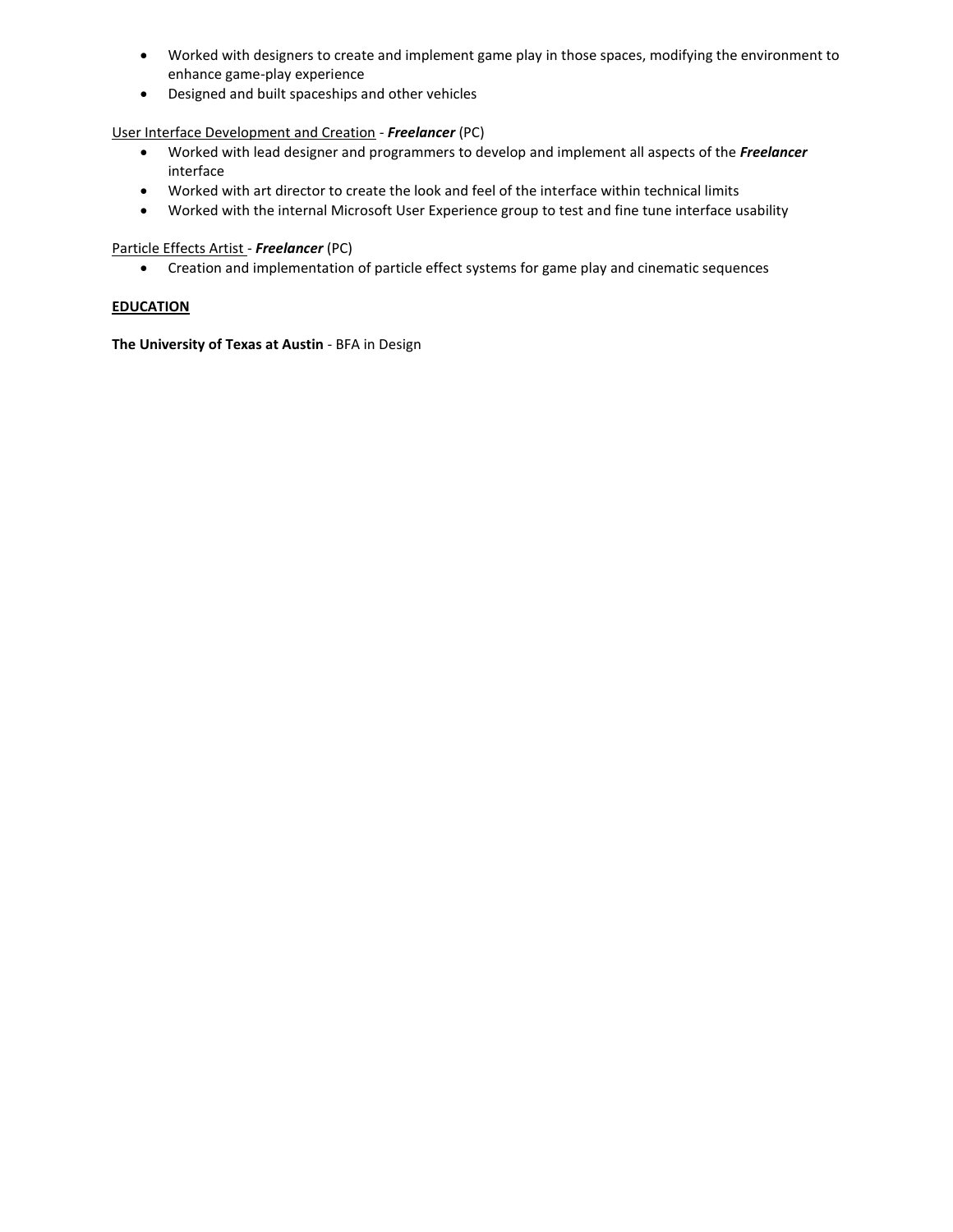- Worked with designers to create and implement game play in those spaces, modifying the environment to enhance game-play experience
- Designed and built spaceships and other vehicles

<u>User Interface Development and Creation</u> - ***Freelancer*** (PC)

- Worked with lead designer and programmers to develop and implement all aspects of the ***Freelancer*** interface
- Worked with art director to create the look and feel of the interface within technical limits
- Worked with the internal Microsoft User Experience group to test and fine tune interface usability

<u>Particle Effects Artist</u> - ***Freelancer*** (PC)

- Creation and implementation of particle effect systems for game play and cinematic sequences

## <u>EDUCATION</u>

**The University of Texas at Austin** - BFA in Design